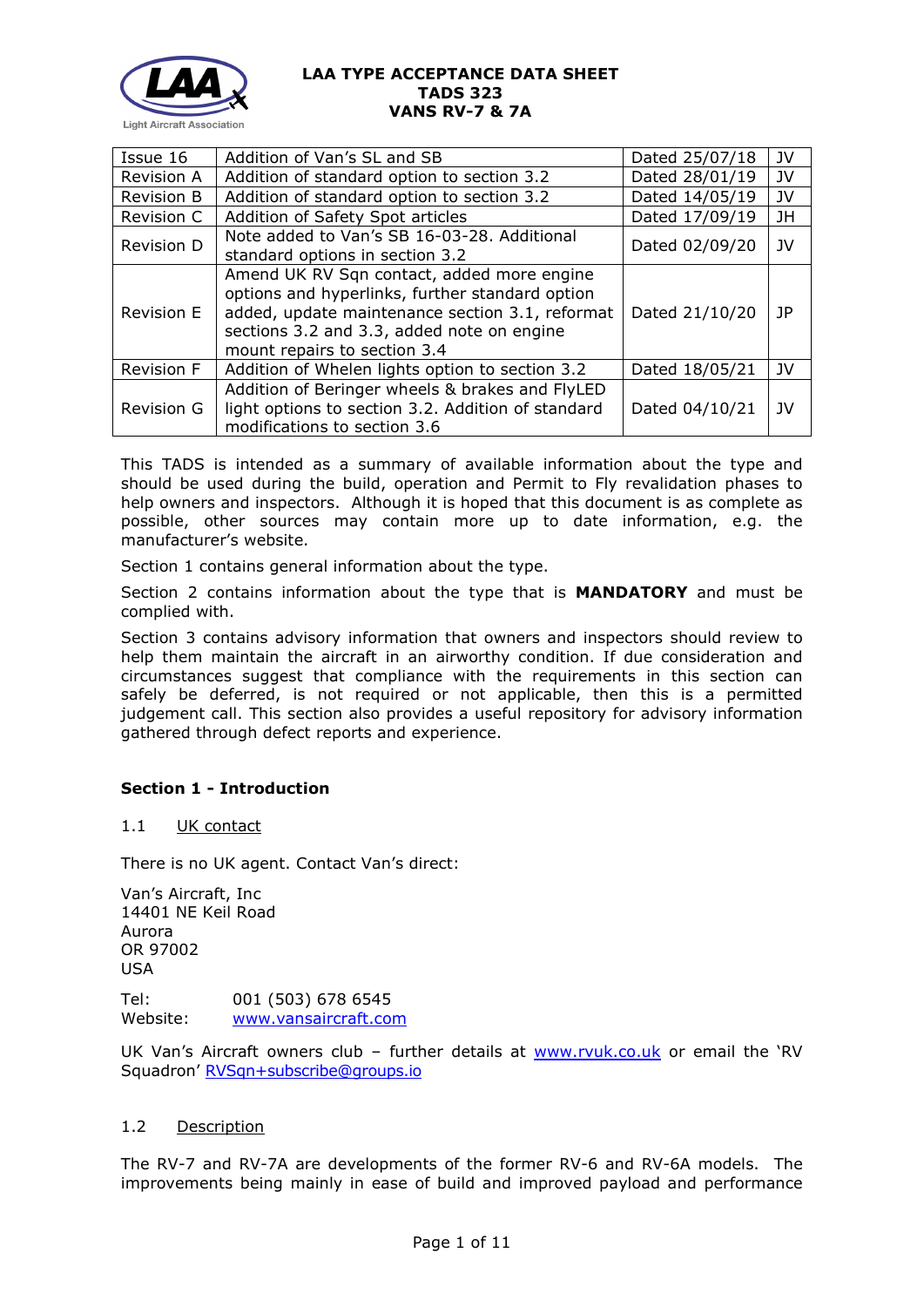**LAA TYPE ACCEPTANCE DATA SHEET**
**TADS 323**
**VANS RV-7 & 7A**

| Issue 16 | Addition of Van's SL and SB | Dated 25/07/18 | JV |
|---|---|---|---|
| Revision A | Addition of standard option to section 3.2 | Dated 28/01/19 | JV |
| Revision B | Addition of standard option to section 3.2 | Dated 14/05/19 | JV |
| Revision C | Addition of Safety Spot articles | Dated 17/09/19 | JH |
| Revision D | Note added to Van's SB 16-03-28. Additional standard options in section 3.2 | Dated 02/09/20 | JV |
| Revision E | Amend UK RV Sqn contact, added more engine options and hyperlinks, further standard option added, update maintenance section 3.1, reformat sections 3.2 and 3.3, added note on engine mount repairs to section 3.4 | Dated 21/10/20 | JP |
| Revision F | Addition of Whelen lights option to section 3.2 | Dated 18/05/21 | JV |
| Revision G | Addition of Beringer wheels & brakes and FlyLED light options to section 3.2. Addition of standard modifications to section 3.6 | Dated 04/10/21 | JV |

This TADS is intended as a summary of available information about the type and should be used during the build, operation and Permit to Fly revalidation phases to help owners and inspectors. Although it is hoped that this document is as complete as possible, other sources may contain more up to date information, e.g. the manufacturer's website.

Section 1 contains general information about the type.

Section 2 contains information about the type that is **MANDATORY** and must be complied with.

Section 3 contains advisory information that owners and inspectors should review to help them maintain the aircraft in an airworthy condition. If due consideration and circumstances suggest that compliance with the requirements in this section can safely be deferred, is not required or not applicable, then this is a permitted judgement call. This section also provides a useful repository for advisory information gathered through defect reports and experience.

## Section 1 - Introduction

### 1.1 UK contact

There is no UK agent. Contact Van's direct:

Van's Aircraft, Inc
14401 NE Keil Road
Aurora
OR 97002
USA

Tel: 001 (503) 678 6545
Website: www.vansaircraft.com

UK Van's Aircraft owners club – further details at www.rvuk.co.uk or email the 'RV Squadron' RVSqn+subscribe@groups.io

### 1.2 Description

The RV-7 and RV-7A are developments of the former RV-6 and RV-6A models. The improvements being mainly in ease of build and improved payload and performance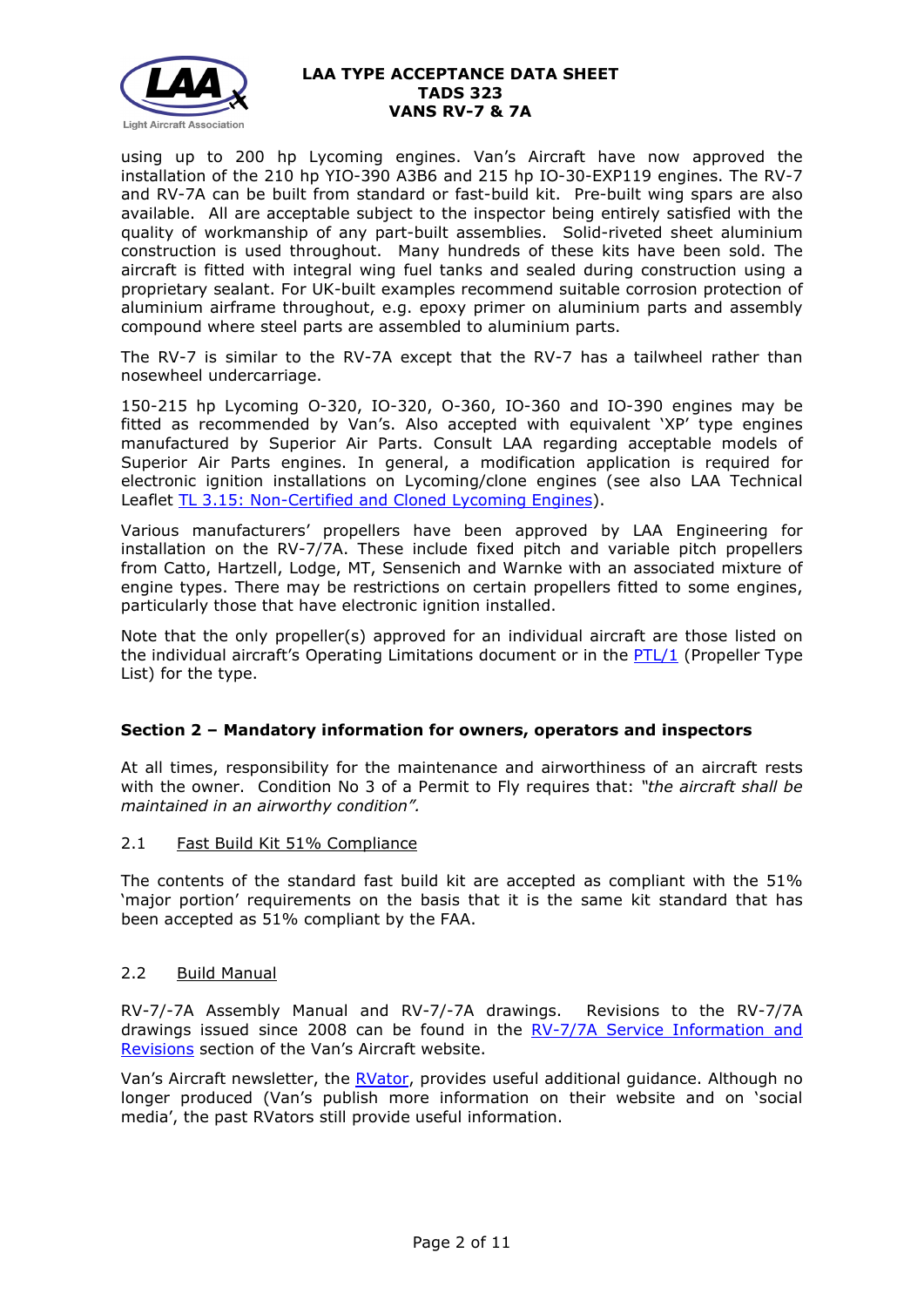using up to 200 hp Lycoming engines. Van's Aircraft have now approved the installation of the 210 hp YIO-390 A3B6 and 215 hp IO-30-EXP119 engines. The RV-7 and RV-7A can be built from standard or fast-build kit. Pre-built wing spars are also available. All are acceptable subject to the inspector being entirely satisfied with the quality of workmanship of any part-built assemblies. Solid-riveted sheet aluminium construction is used throughout. Many hundreds of these kits have been sold. The aircraft is fitted with integral wing fuel tanks and sealed during construction using a proprietary sealant. For UK-built examples recommend suitable corrosion protection of aluminium airframe throughout, e.g. epoxy primer on aluminium parts and assembly compound where steel parts are assembled to aluminium parts.

The RV-7 is similar to the RV-7A except that the RV-7 has a tailwheel rather than nosewheel undercarriage.

150-215 hp Lycoming O-320, IO-320, O-360, IO-360 and IO-390 engines may be fitted as recommended by Van's. Also accepted with equivalent 'XP' type engines manufactured by Superior Air Parts. Consult LAA regarding acceptable models of Superior Air Parts engines. In general, a modification application is required for electronic ignition installations on Lycoming/clone engines (see also LAA Technical Leaflet TL 3.15: Non-Certified and Cloned Lycoming Engines).

Various manufacturers' propellers have been approved by LAA Engineering for installation on the RV-7/7A. These include fixed pitch and variable pitch propellers from Catto, Hartzell, Lodge, MT, Sensenich and Warnke with an associated mixture of engine types. There may be restrictions on certain propellers fitted to some engines, particularly those that have electronic ignition installed.

Note that the only propeller(s) approved for an individual aircraft are those listed on the individual aircraft's Operating Limitations document or in the PTL/1 (Propeller Type List) for the type.

## Section 2 – Mandatory information for owners, operators and inspectors

At all times, responsibility for the maintenance and airworthiness of an aircraft rests with the owner. Condition No 3 of a Permit to Fly requires that: *"the aircraft shall be maintained in an airworthy condition".*

### 2.1 Fast Build Kit 51% Compliance

The contents of the standard fast build kit are accepted as compliant with the 51% 'major portion' requirements on the basis that it is the same kit standard that has been accepted as 51% compliant by the FAA.

### 2.2 Build Manual

RV-7/-7A Assembly Manual and RV-7/-7A drawings. Revisions to the RV-7/7A drawings issued since 2008 can be found in the RV-7/7A Service Information and Revisions section of the Van's Aircraft website.

Van's Aircraft newsletter, the RVator, provides useful additional guidance. Although no longer produced (Van's publish more information on their website and on 'social media', the past RVators still provide useful information.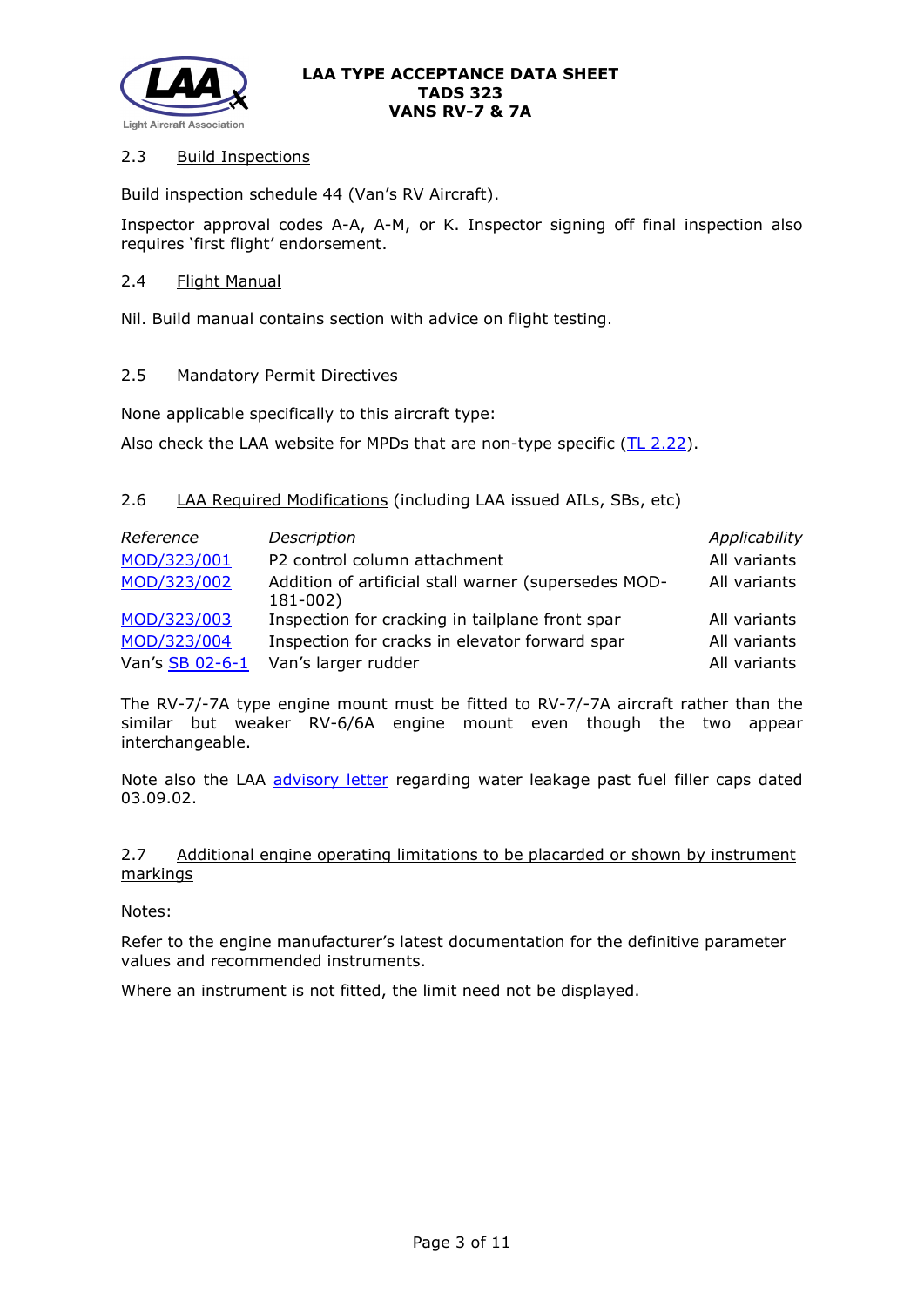### 2.3 Build Inspections

Build inspection schedule 44 (Van's RV Aircraft).

Inspector approval codes A-A, A-M, or K. Inspector signing off final inspection also requires 'first flight' endorsement.

### 2.4 Flight Manual

Nil. Build manual contains section with advice on flight testing.

### 2.5 Mandatory Permit Directives

None applicable specifically to this aircraft type:

Also check the LAA website for MPDs that are non-type specific (TL 2.22).

### 2.6 LAA Required Modifications (including LAA issued AILs, SBs, etc)

| *Reference* | *Description* | *Applicability* |
|---|---|---|
| MOD/323/001 | P2 control column attachment | All variants |
| MOD/323/002 | Addition of artificial stall warner (supersedes MOD-181-002) | All variants |
| MOD/323/003 | Inspection for cracking in tailplane front spar | All variants |
| MOD/323/004 | Inspection for cracks in elevator forward spar | All variants |
| Van's SB 02-6-1 | Van's larger rudder | All variants |

The RV-7/-7A type engine mount must be fitted to RV-7/-7A aircraft rather than the similar but weaker RV-6/6A engine mount even though the two appear interchangeable.

Note also the LAA advisory letter regarding water leakage past fuel filler caps dated 03.09.02.

### 2.7 Additional engine operating limitations to be placarded or shown by instrument markings

Notes:

Refer to the engine manufacturer's latest documentation for the definitive parameter values and recommended instruments.

Where an instrument is not fitted, the limit need not be displayed.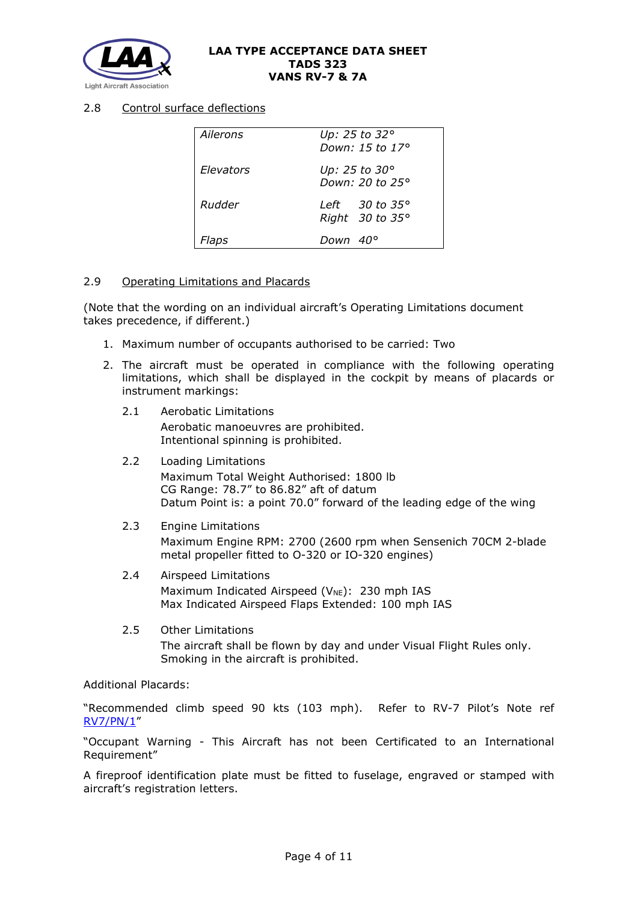### 2.8 Control surface deflections

| | |
|---|---|
| *Ailerons* | *Up: 25 to 32°*<br>*Down: 15 to 17°* |
| *Elevators* | *Up: 25 to 30°*<br>*Down: 20 to 25°* |
| *Rudder* | *Left 30 to 35°*<br>*Right 30 to 35°* |
| *Flaps* | *Down 40°* |

### 2.9 Operating Limitations and Placards

(Note that the wording on an individual aircraft's Operating Limitations document takes precedence, if different.)

1. Maximum number of occupants authorised to be carried: Two
2. The aircraft must be operated in compliance with the following operating limitations, which shall be displayed in the cockpit by means of placards or instrument markings:

   2.1 Aerobatic Limitations

   Aerobatic manoeuvres are prohibited.
   Intentional spinning is prohibited.

   2.2 Loading Limitations

   Maximum Total Weight Authorised: 1800 lb
   CG Range: 78.7" to 86.82" aft of datum
   Datum Point is: a point 70.0" forward of the leading edge of the wing

   2.3 Engine Limitations

   Maximum Engine RPM: 2700 (2600 rpm when Sensenich 70CM 2-blade metal propeller fitted to O-320 or IO-320 engines)

   2.4 Airspeed Limitations

   Maximum Indicated Airspeed ($V_{NE}$): 230 mph IAS
   Max Indicated Airspeed Flaps Extended: 100 mph IAS

   2.5 Other Limitations

   The aircraft shall be flown by day and under Visual Flight Rules only.
   Smoking in the aircraft is prohibited.

Additional Placards:

"Recommended climb speed 90 kts (103 mph). Refer to RV-7 Pilot's Note ref RV7/PN/1"

"Occupant Warning - This Aircraft has not been Certificated to an International Requirement"

A fireproof identification plate must be fitted to fuselage, engraved or stamped with aircraft's registration letters.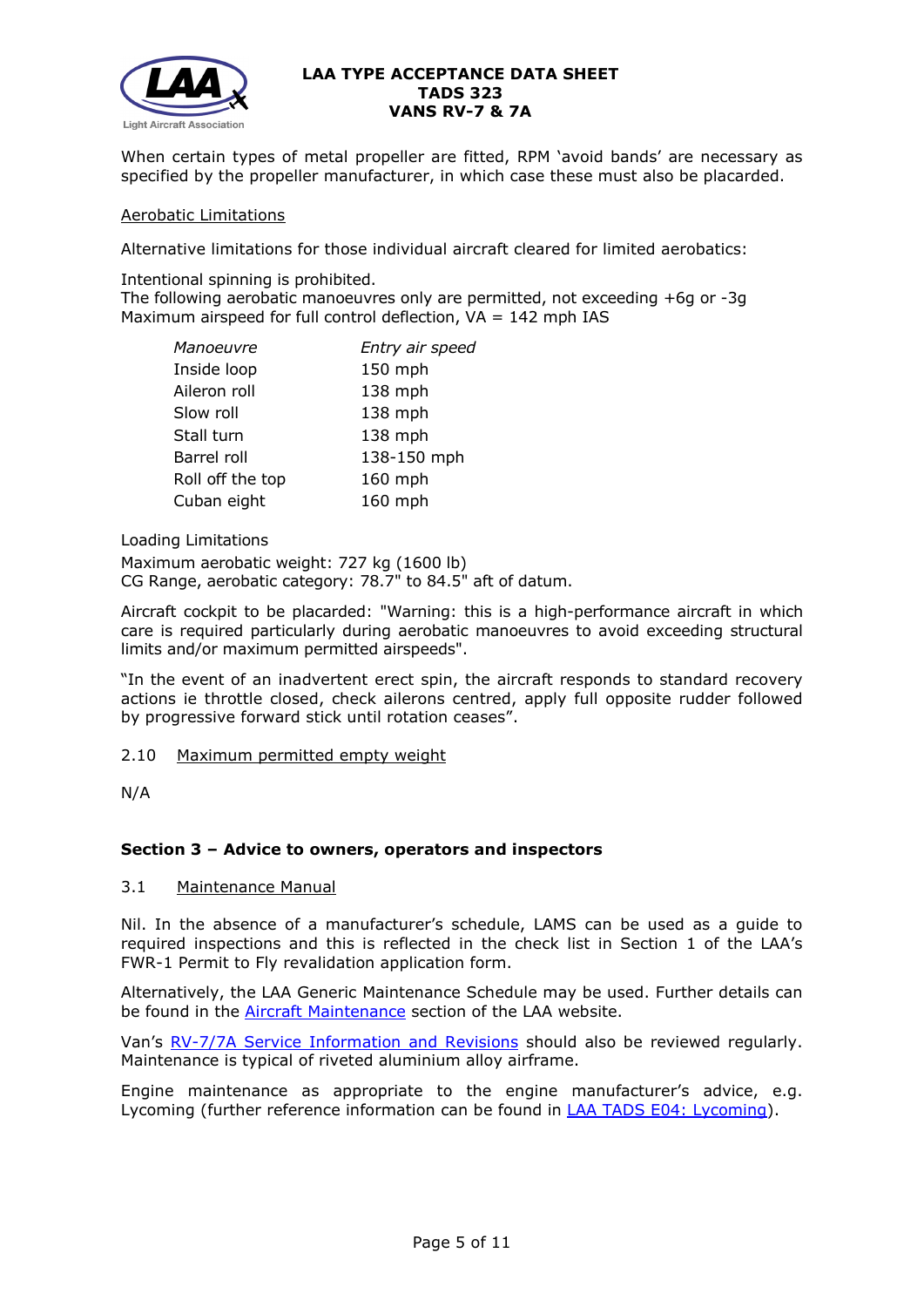When certain types of metal propeller are fitted, RPM 'avoid bands' are necessary as specified by the propeller manufacturer, in which case these must also be placarded.

Aerobatic Limitations

Alternative limitations for those individual aircraft cleared for limited aerobatics:

Intentional spinning is prohibited.
The following aerobatic manoeuvres only are permitted, not exceeding +6g or -3g
Maximum airspeed for full control deflection, VA = 142 mph IAS

| *Manoeuvre* | *Entry air speed* |
|---|---|
| Inside loop | 150 mph |
| Aileron roll | 138 mph |
| Slow roll | 138 mph |
| Stall turn | 138 mph |
| Barrel roll | 138-150 mph |
| Roll off the top | 160 mph |
| Cuban eight | 160 mph |

Loading Limitations

Maximum aerobatic weight: 727 kg (1600 lb)
CG Range, aerobatic category: 78.7" to 84.5" aft of datum.

Aircraft cockpit to be placarded: "Warning: this is a high-performance aircraft in which care is required particularly during aerobatic manoeuvres to avoid exceeding structural limits and/or maximum permitted airspeeds".

"In the event of an inadvertent erect spin, the aircraft responds to standard recovery actions ie throttle closed, check ailerons centred, apply full opposite rudder followed by progressive forward stick until rotation ceases".

2.10 Maximum permitted empty weight

N/A

## Section 3 – Advice to owners, operators and inspectors

3.1 Maintenance Manual

Nil. In the absence of a manufacturer's schedule, LAMS can be used as a guide to required inspections and this is reflected in the check list in Section 1 of the LAA's FWR-1 Permit to Fly revalidation application form.

Alternatively, the LAA Generic Maintenance Schedule may be used. Further details can be found in the Aircraft Maintenance section of the LAA website.

Van's RV-7/7A Service Information and Revisions should also be reviewed regularly. Maintenance is typical of riveted aluminium alloy airframe.

Engine maintenance as appropriate to the engine manufacturer's advice, e.g. Lycoming (further reference information can be found in LAA TADS E04: Lycoming).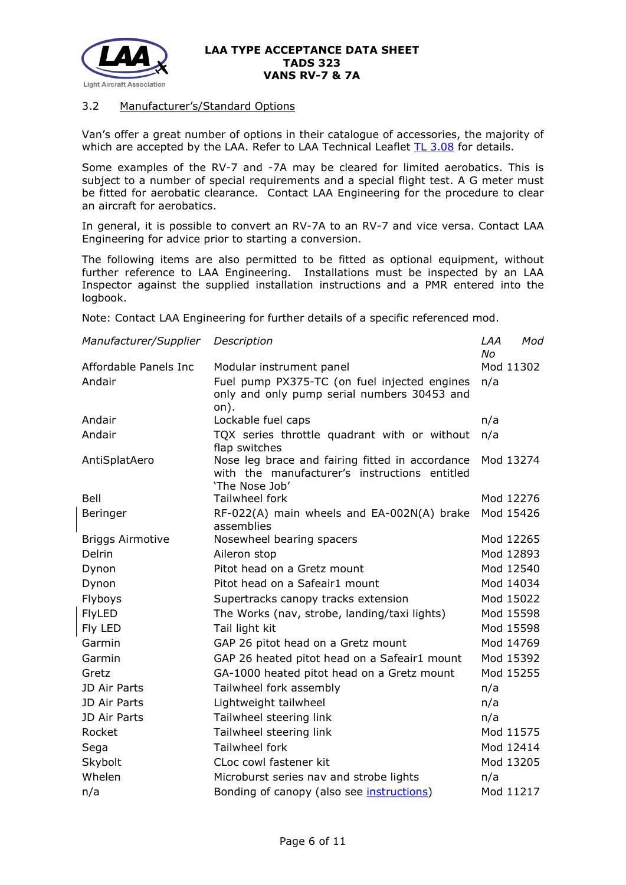### 3.2 Manufacturer's/Standard Options

Van's offer a great number of options in their catalogue of accessories, the majority of which are accepted by the LAA. Refer to LAA Technical Leaflet TL 3.08 for details.

Some examples of the RV-7 and -7A may be cleared for limited aerobatics. This is subject to a number of special requirements and a special flight test. A G meter must be fitted for aerobatic clearance. Contact LAA Engineering for the procedure to clear an aircraft for aerobatics.

In general, it is possible to convert an RV-7A to an RV-7 and vice versa. Contact LAA Engineering for advice prior to starting a conversion.

The following items are also permitted to be fitted as optional equipment, without further reference to LAA Engineering. Installations must be inspected by an LAA Inspector against the supplied installation instructions and a PMR entered into the logbook.

Note: Contact LAA Engineering for further details of a specific referenced mod.

| *Manufacturer/Supplier* | *Description* | *LAA Mod No* |
|---|---|---|
| Affordable Panels Inc | Modular instrument panel | Mod 11302 |
| Andair | Fuel pump PX375-TC (on fuel injected engines only and only pump serial numbers 30453 and on). | n/a |
| Andair | Lockable fuel caps | n/a |
| Andair | TQX series throttle quadrant with or without flap switches | n/a |
| AntiSplatAero | Nose leg brace and fairing fitted in accordance with the manufacturer's instructions entitled 'The Nose Job' | Mod 13274 |
| Bell | Tailwheel fork | Mod 12276 |
| Beringer | RF-022(A) main wheels and EA-002N(A) brake assemblies | Mod 15426 |
| Briggs Airmotive | Nosewheel bearing spacers | Mod 12265 |
| Delrin | Aileron stop | Mod 12893 |
| Dynon | Pitot head on a Gretz mount | Mod 12540 |
| Dynon | Pitot head on a Safeair1 mount | Mod 14034 |
| Flyboys | Supertracks canopy tracks extension | Mod 15022 |
| FlyLED | The Works (nav, strobe, landing/taxi lights) | Mod 15598 |
| Fly LED | Tail light kit | Mod 15598 |
| Garmin | GAP 26 pitot head on a Gretz mount | Mod 14769 |
| Garmin | GAP 26 heated pitot head on a Safeair1 mount | Mod 15392 |
| Gretz | GA-1000 heated pitot head on a Gretz mount | Mod 15255 |
| JD Air Parts | Tailwheel fork assembly | n/a |
| JD Air Parts | Lightweight tailwheel | n/a |
| JD Air Parts | Tailwheel steering link | n/a |
| Rocket | Tailwheel steering link | Mod 11575 |
| Sega | Tailwheel fork | Mod 12414 |
| Skybolt | CLoc cowl fastener kit | Mod 13205 |
| Whelen | Microburst series nav and strobe lights | n/a |
| n/a | Bonding of canopy (also see instructions) | Mod 11217 |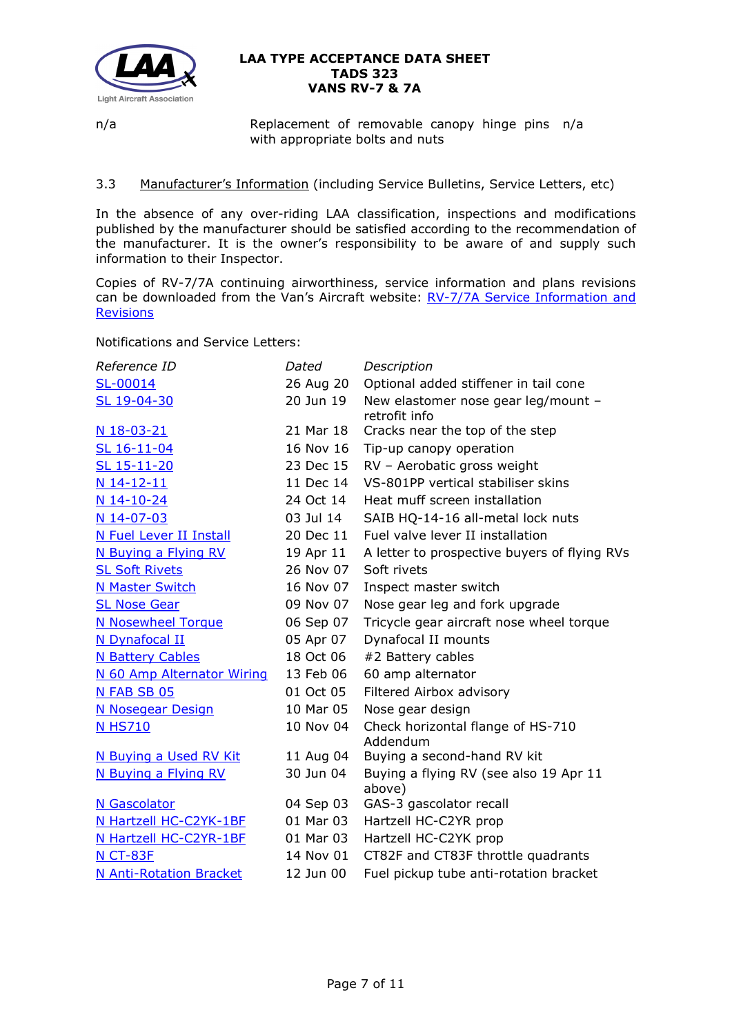| n/a | Replacement of removable canopy hinge pins with appropriate bolts and nuts | n/a |
|---|---|---|

### 3.3 Manufacturer's Information (including Service Bulletins, Service Letters, etc)

In the absence of any over-riding LAA classification, inspections and modifications published by the manufacturer should be satisfied according to the recommendation of the manufacturer. It is the owner's responsibility to be aware of and supply such information to their Inspector.

Copies of RV-7/7A continuing airworthiness, service information and plans revisions can be downloaded from the Van's Aircraft website: RV-7/7A Service Information and Revisions

Notifications and Service Letters:

| *Reference ID* | *Dated* | *Description* |
|---|---|---|
| SL-00014 | 26 Aug 20 | Optional added stiffener in tail cone |
| SL 19-04-30 | 20 Jun 19 | New elastomer nose gear leg/mount – retrofit info |
| N 18-03-21 | 21 Mar 18 | Cracks near the top of the step |
| SL 16-11-04 | 16 Nov 16 | Tip-up canopy operation |
| SL 15-11-20 | 23 Dec 15 | RV – Aerobatic gross weight |
| N 14-12-11 | 11 Dec 14 | VS-801PP vertical stabiliser skins |
| N 14-10-24 | 24 Oct 14 | Heat muff screen installation |
| N 14-07-03 | 03 Jul 14 | SAIB HQ-14-16 all-metal lock nuts |
| N Fuel Lever II Install | 20 Dec 11 | Fuel valve lever II installation |
| N Buying a Flying RV | 19 Apr 11 | A letter to prospective buyers of flying RVs |
| SL Soft Rivets | 26 Nov 07 | Soft rivets |
| N Master Switch | 16 Nov 07 | Inspect master switch |
| SL Nose Gear | 09 Nov 07 | Nose gear leg and fork upgrade |
| N Nosewheel Torque | 06 Sep 07 | Tricycle gear aircraft nose wheel torque |
| N Dynafocal II | 05 Apr 07 | Dynafocal II mounts |
| N Battery Cables | 18 Oct 06 | #2 Battery cables |
| N 60 Amp Alternator Wiring | 13 Feb 06 | 60 amp alternator |
| N FAB SB 05 | 01 Oct 05 | Filtered Airbox advisory |
| N Nosegear Design | 10 Mar 05 | Nose gear design |
| N HS710 | 10 Nov 04 | Check horizontal flange of HS-710 Addendum |
| N Buying a Used RV Kit | 11 Aug 04 | Buying a second-hand RV kit |
| N Buying a Flying RV | 30 Jun 04 | Buying a flying RV (see also 19 Apr 11 above) |
| N Gascolator | 04 Sep 03 | GAS-3 gascolator recall |
| N Hartzell HC-C2YK-1BF | 01 Mar 03 | Hartzell HC-C2YR prop |
| N Hartzell HC-C2YR-1BF | 01 Mar 03 | Hartzell HC-C2YK prop |
| N CT-83F | 14 Nov 01 | CT82F and CT83F throttle quadrants |
| N Anti-Rotation Bracket | 12 Jun 00 | Fuel pickup tube anti-rotation bracket |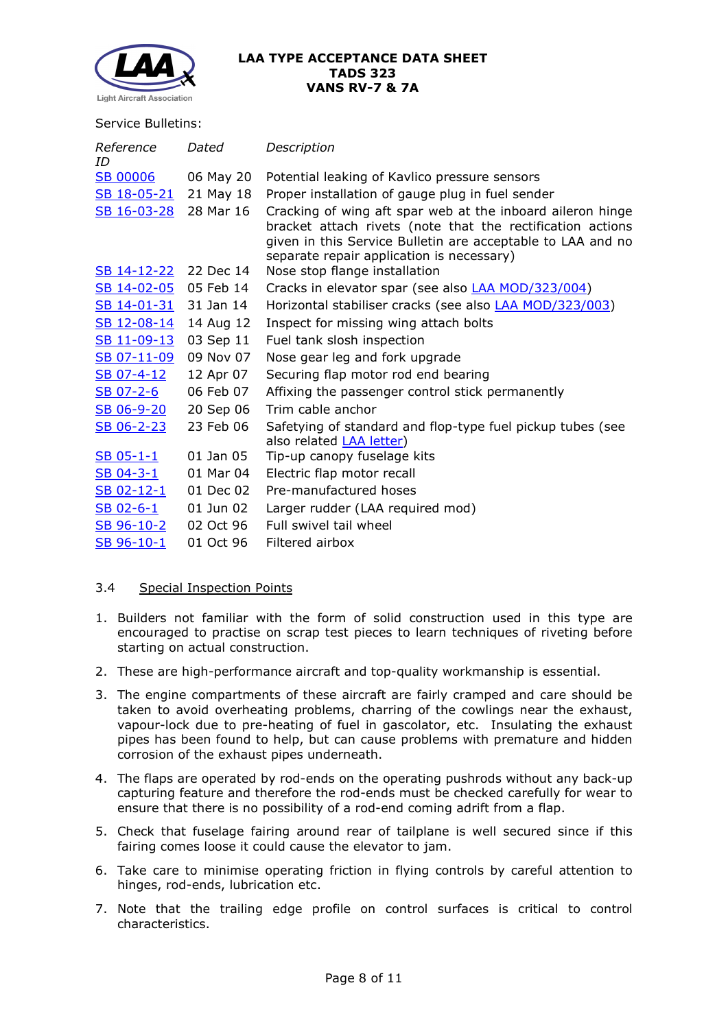Service Bulletins:

| *Reference ID* | *Dated* | *Description* |
|---|---|---|
| SB 00006 | 06 May 20 | Potential leaking of Kavlico pressure sensors |
| SB 18-05-21 | 21 May 18 | Proper installation of gauge plug in fuel sender |
| SB 16-03-28 | 28 Mar 16 | Cracking of wing aft spar web at the inboard aileron hinge bracket attach rivets (note that the rectification actions given in this Service Bulletin are acceptable to LAA and no separate repair application is necessary) |
| SB 14-12-22 | 22 Dec 14 | Nose stop flange installation |
| SB 14-02-05 | 05 Feb 14 | Cracks in elevator spar (see also LAA MOD/323/004) |
| SB 14-01-31 | 31 Jan 14 | Horizontal stabiliser cracks (see also LAA MOD/323/003) |
| SB 12-08-14 | 14 Aug 12 | Inspect for missing wing attach bolts |
| SB 11-09-13 | 03 Sep 11 | Fuel tank slosh inspection |
| SB 07-11-09 | 09 Nov 07 | Nose gear leg and fork upgrade |
| SB 07-4-12 | 12 Apr 07 | Securing flap motor rod end bearing |
| SB 07-2-6 | 06 Feb 07 | Affixing the passenger control stick permanently |
| SB 06-9-20 | 20 Sep 06 | Trim cable anchor |
| SB 06-2-23 | 23 Feb 06 | Safetying of standard and flop-type fuel pickup tubes (see also related LAA letter) |
| SB 05-1-1 | 01 Jan 05 | Tip-up canopy fuselage kits |
| SB 04-3-1 | 01 Mar 04 | Electric flap motor recall |
| SB 02-12-1 | 01 Dec 02 | Pre-manufactured hoses |
| SB 02-6-1 | 01 Jun 02 | Larger rudder (LAA required mod) |
| SB 96-10-2 | 02 Oct 96 | Full swivel tail wheel |
| SB 96-10-1 | 01 Oct 96 | Filtered airbox |

### 3.4 Special Inspection Points

1. Builders not familiar with the form of solid construction used in this type are encouraged to practise on scrap test pieces to learn techniques of riveting before starting on actual construction.
2. These are high-performance aircraft and top-quality workmanship is essential.
3. The engine compartments of these aircraft are fairly cramped and care should be taken to avoid overheating problems, charring of the cowlings near the exhaust, vapour-lock due to pre-heating of fuel in gascolator, etc. Insulating the exhaust pipes has been found to help, but can cause problems with premature and hidden corrosion of the exhaust pipes underneath.
4. The flaps are operated by rod-ends on the operating pushrods without any back-up capturing feature and therefore the rod-ends must be checked carefully for wear to ensure that there is no possibility of a rod-end coming adrift from a flap.
5. Check that fuselage fairing around rear of tailplane is well secured since if this fairing comes loose it could cause the elevator to jam.
6. Take care to minimise operating friction in flying controls by careful attention to hinges, rod-ends, lubrication etc.
7. Note that the trailing edge profile on control surfaces is critical to control characteristics.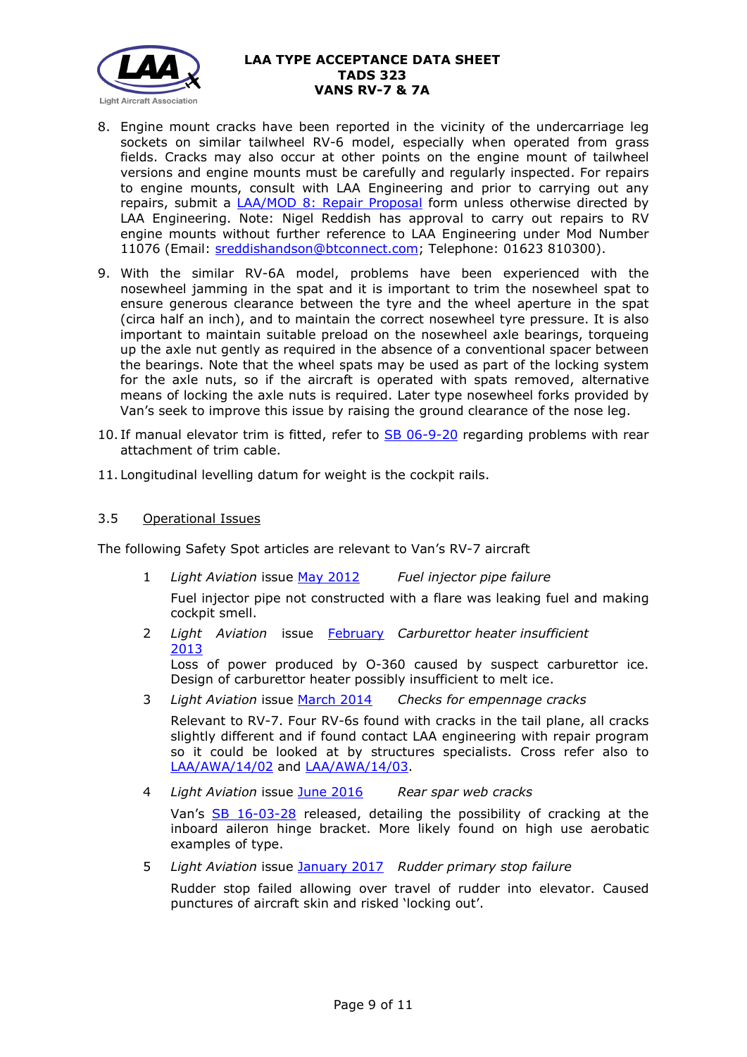8. Engine mount cracks have been reported in the vicinity of the undercarriage leg sockets on similar tailwheel RV-6 model, especially when operated from grass fields. Cracks may also occur at other points on the engine mount of tailwheel versions and engine mounts must be carefully and regularly inspected. For repairs to engine mounts, consult with LAA Engineering and prior to carrying out any repairs, submit a LAA/MOD 8: Repair Proposal form unless otherwise directed by LAA Engineering. Note: Nigel Reddish has approval to carry out repairs to RV engine mounts without further reference to LAA Engineering under Mod Number 11076 (Email: sreddishandson@btconnect.com; Telephone: 01623 810300).

9. With the similar RV-6A model, problems have been experienced with the nosewheel jamming in the spat and it is important to trim the nosewheel spat to ensure generous clearance between the tyre and the wheel aperture in the spat (circa half an inch), and to maintain the correct nosewheel tyre pressure. It is also important to maintain suitable preload on the nosewheel axle bearings, torqueing up the axle nut gently as required in the absence of a conventional spacer between the bearings. Note that the wheel spats may be used as part of the locking system for the axle nuts, so if the aircraft is operated with spats removed, alternative means of locking the axle nuts is required. Later type nosewheel forks provided by Van's seek to improve this issue by raising the ground clearance of the nose leg.

10. If manual elevator trim is fitted, refer to SB 06-9-20 regarding problems with rear attachment of trim cable.

11. Longitudinal levelling datum for weight is the cockpit rails.

### 3.5 Operational Issues

The following Safety Spot articles are relevant to Van's RV-7 aircraft

1. *Light Aviation* issue May 2012 — *Fuel injector pipe failure*

   Fuel injector pipe not constructed with a flare was leaking fuel and making cockpit smell.

2. *Light Aviation* issue February 2013 — *Carburettor heater insufficient*

   Loss of power produced by O-360 caused by suspect carburettor ice. Design of carburettor heater possibly insufficient to melt ice.

3. *Light Aviation* issue March 2014 — *Checks for empennage cracks*

   Relevant to RV-7. Four RV-6s found with cracks in the tail plane, all cracks slightly different and if found contact LAA engineering with repair program so it could be looked at by structures specialists. Cross refer also to LAA/AWA/14/02 and LAA/AWA/14/03.

4. *Light Aviation* issue June 2016 — *Rear spar web cracks*

   Van's SB 16-03-28 released, detailing the possibility of cracking at the inboard aileron hinge bracket. More likely found on high use aerobatic examples of type.

5. *Light Aviation* issue January 2017 — *Rudder primary stop failure*

   Rudder stop failed allowing over travel of rudder into elevator. Caused punctures of aircraft skin and risked 'locking out'.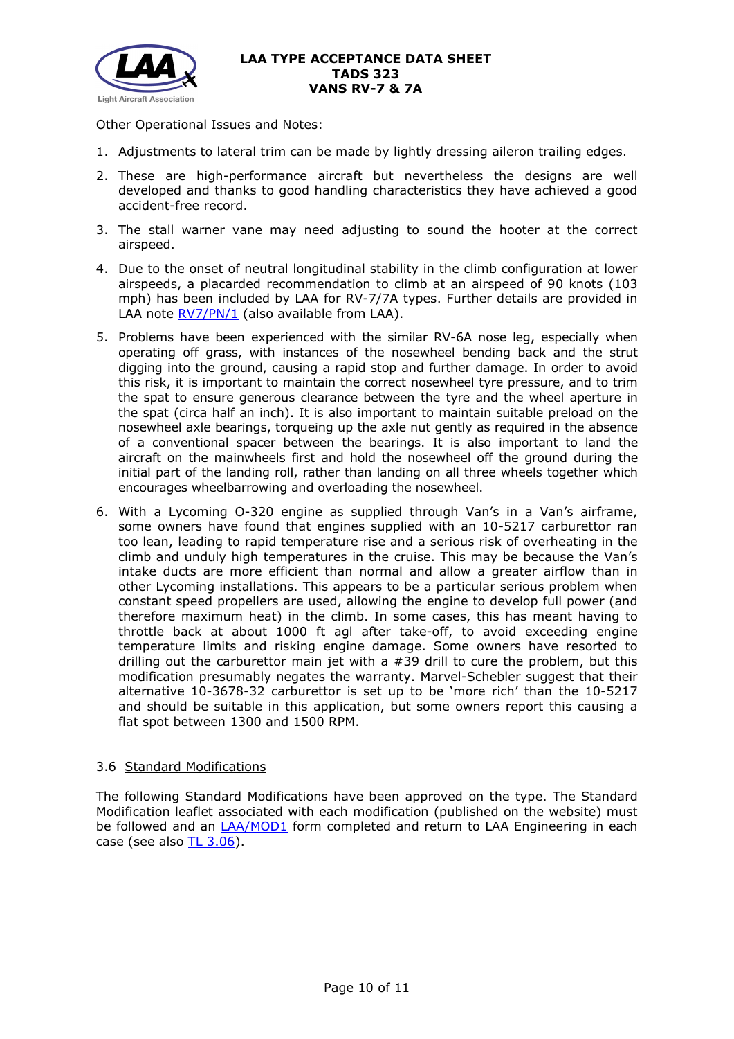Other Operational Issues and Notes:

1. Adjustments to lateral trim can be made by lightly dressing aileron trailing edges.
2. These are high-performance aircraft but nevertheless the designs are well developed and thanks to good handling characteristics they have achieved a good accident-free record.
3. The stall warner vane may need adjusting to sound the hooter at the correct airspeed.
4. Due to the onset of neutral longitudinal stability in the climb configuration at lower airspeeds, a placarded recommendation to climb at an airspeed of 90 knots (103 mph) has been included by LAA for RV-7/7A types. Further details are provided in LAA note RV7/PN/1 (also available from LAA).
5. Problems have been experienced with the similar RV-6A nose leg, especially when operating off grass, with instances of the nosewheel bending back and the strut digging into the ground, causing a rapid stop and further damage. In order to avoid this risk, it is important to maintain the correct nosewheel tyre pressure, and to trim the spat to ensure generous clearance between the tyre and the wheel aperture in the spat (circa half an inch). It is also important to maintain suitable preload on the nosewheel axle bearings, torqueing up the axle nut gently as required in the absence of a conventional spacer between the bearings. It is also important to land the aircraft on the mainwheels first and hold the nosewheel off the ground during the initial part of the landing roll, rather than landing on all three wheels together which encourages wheelbarrowing and overloading the nosewheel.
6. With a Lycoming O-320 engine as supplied through Van's in a Van's airframe, some owners have found that engines supplied with an 10-5217 carburettor ran too lean, leading to rapid temperature rise and a serious risk of overheating in the climb and unduly high temperatures in the cruise. This may be because the Van's intake ducts are more efficient than normal and allow a greater airflow than in other Lycoming installations. This appears to be a particular serious problem when constant speed propellers are used, allowing the engine to develop full power (and therefore maximum heat) in the climb. In some cases, this has meant having to throttle back at about 1000 ft agl after take-off, to avoid exceeding engine temperature limits and risking engine damage. Some owners have resorted to drilling out the carburettor main jet with a #39 drill to cure the problem, but this modification presumably negates the warranty. Marvel-Schebler suggest that their alternative 10-3678-32 carburettor is set up to be 'more rich' than the 10-5217 and should be suitable in this application, but some owners report this causing a flat spot between 1300 and 1500 RPM.

### 3.6 Standard Modifications

The following Standard Modifications have been approved on the type. The Standard Modification leaflet associated with each modification (published on the website) must be followed and an LAA/MOD1 form completed and return to LAA Engineering in each case (see also TL 3.06).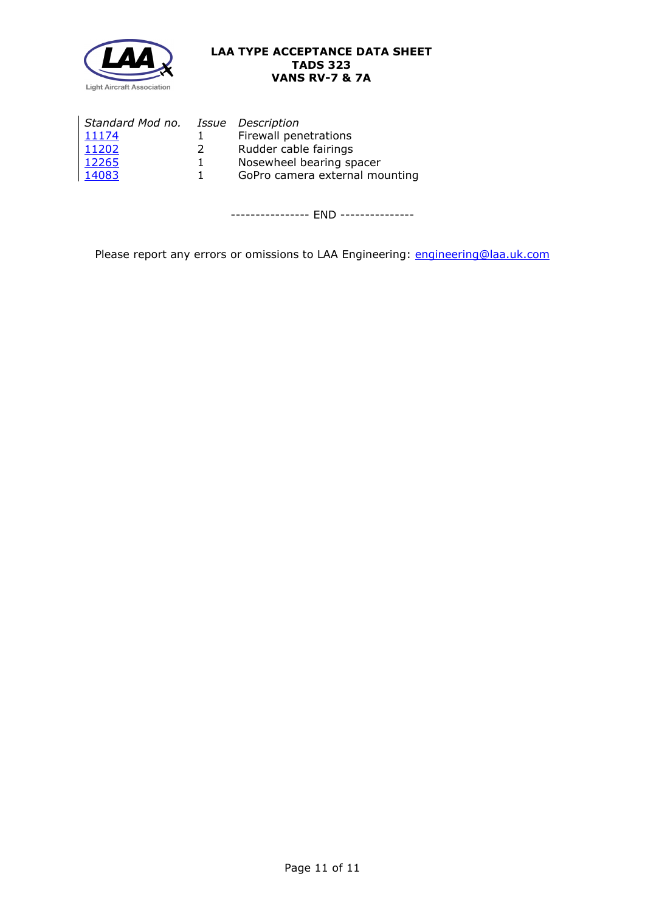| *Standard Mod no.* | *Issue* | *Description* |
|---|---|---|
| 11174 | 1 | Firewall penetrations |
| 11202 | 2 | Rudder cable fairings |
| 12265 | 1 | Nosewheel bearing spacer |
| 14083 | 1 | GoPro camera external mounting |

--------------- END ---------------

Please report any errors or omissions to LAA Engineering: engineering@laa.uk.com